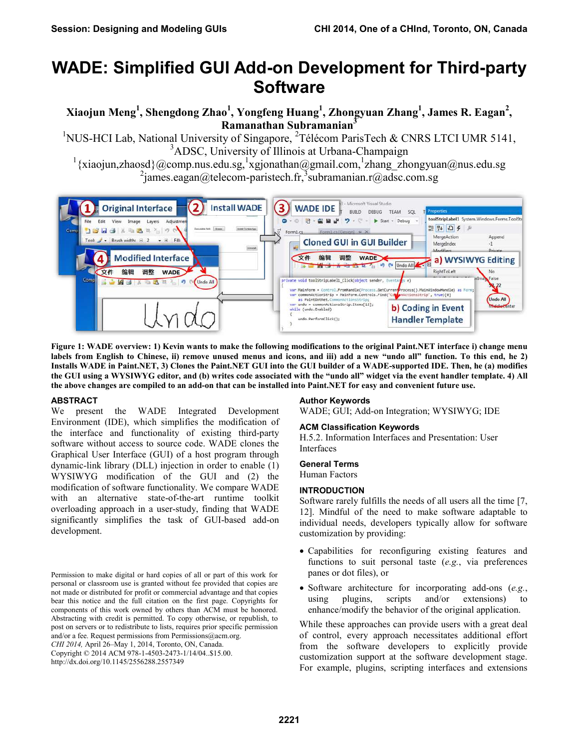# WADE: Simplified GUI Add-on Development for Third-party Software

**Xiaojun Meng[1], Shengdong Zhao[1], Yongfeng Huang[1], Zhongyuan Zhang[1], James R. Eagan[2], Ramanathan Subramanian[3]**

[1]NUS-HCI Lab, National University of Singapore, [2]Télécom ParisTech & CNRS LTCI UMR 5141, [3]ADSC, University of Illinois at Urbana-Champaign

[1]{xiaojun,zhaosd}@comp.nus.edu.sg,[1]xgjonathan@gmail.com,[1]zhang_zhongyuan@nus.edu.sg
[2]james.eagan@telecom-paristech.fr,[3]subramanian.r@adsc.com.sg

**Figure 1: WADE overview: 1) Kevin wants to make the following modifications to the original Paint.NET interface i) change menu labels from English to Chinese, ii) remove unused menus and icons, and iii) add a new "undo all" function. To this end, he 2) Installs WADE in Paint.NET, 3) Clones the Paint.NET GUI into the GUI builder of a WADE-supported IDE. Then, he (a) modifies the GUI using a WYSIWYG editor, and (b) writes code associated with the "undo all" widget via the event handler template. 4) All the above changes are compiled to an add-on that can be installed into Paint.NET for easy and convenient future use.**

## ABSTRACT

We present the WADE Integrated Development Environment (IDE), which simplifies the modification of the interface and functionality of existing third-party software without access to source code. WADE clones the Graphical User Interface (GUI) of a host program through dynamic-link library (DLL) injection in order to enable (1) WYSIWYG modification of the GUI and (2) the modification of software functionality. We compare WADE with an alternative state-of-the-art runtime toolkit overloading approach in a user-study, finding that WADE significantly simplifies the task of GUI-based add-on development.

Permission to make digital or hard copies of all or part of this work for personal or classroom use is granted without fee provided that copies are not made or distributed for profit or commercial advantage and that copies bear this notice and the full citation on the first page. Copyrights for components of this work owned by others than ACM must be honored. Abstracting with credit is permitted. To copy otherwise, or republish, to post on servers or to redistribute to lists, requires prior specific permission and/or a fee. Request permissions from Permissions@acm.org.
*CHI 2014,* April 26–May 1, 2014, Toronto, ON, Canada.
Copyright © 2014 ACM 978-1-4503-2473-1/14/04..$15.00.
http://dx.doi.org/10.1145/2556288.2557349

## Author Keywords

WADE; GUI; Add-on Integration; WYSIWYG; IDE

## ACM Classification Keywords

H.5.2. Information Interfaces and Presentation: User Interfaces

## General Terms

Human Factors

## INTRODUCTION

Software rarely fulfills the needs of all users all the time [7, 12]. Mindful of the need to make software adaptable to individual needs, developers typically allow for software customization by providing:

- Capabilities for reconfiguring existing features and functions to suit personal taste (*e.g.*, via preferences panes or dot files), or
- Software architecture for incorporating add-ons (*e.g.*, using plugins, scripts and/or extensions) to enhance/modify the behavior of the original application.

While these approaches can provide users with a great deal of control, every approach necessitates additional effort from the software developers to explicitly provide customization support at the software development stage. For example, plugins, scripting interfaces and extensions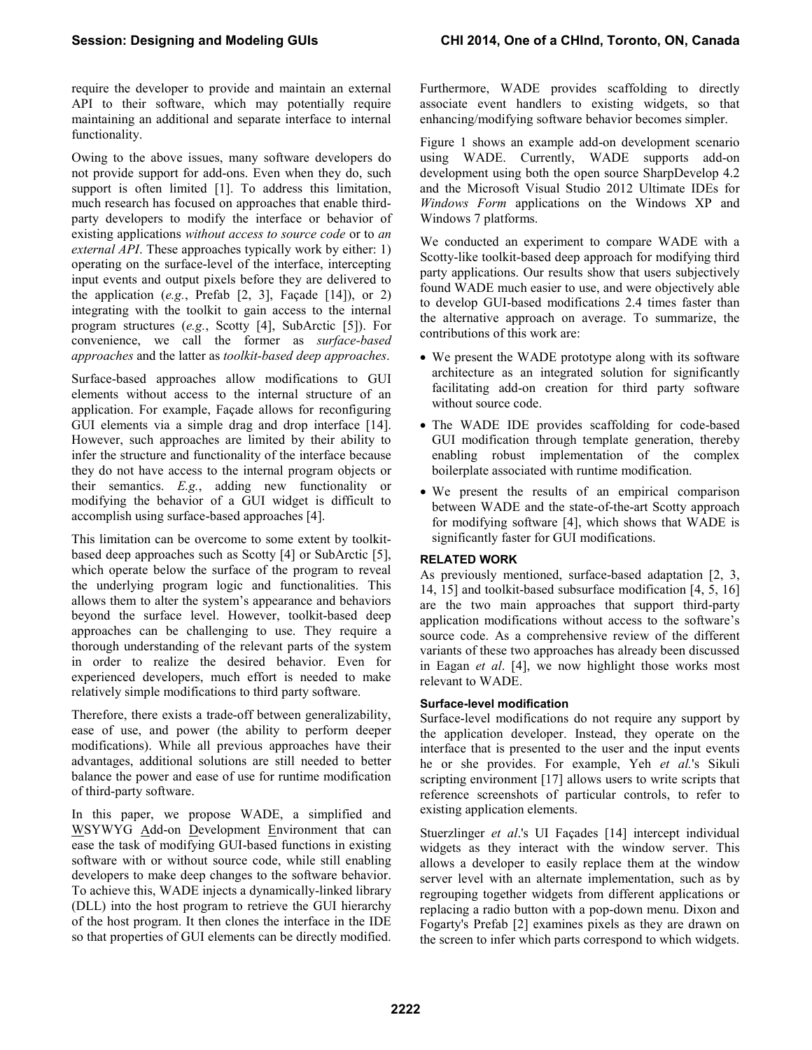require the developer to provide and maintain an external API to their software, which may potentially require maintaining an additional and separate interface to internal functionality.

Owing to the above issues, many software developers do not provide support for add-ons. Even when they do, such support is often limited [1]. To address this limitation, much research has focused on approaches that enable third-party developers to modify the interface or behavior of existing applications *without access to source code* or to *an external API*. These approaches typically work by either: 1) operating on the surface-level of the interface, intercepting input events and output pixels before they are delivered to the application (*e.g.*, Prefab [2, 3], Façade [14]), or 2) integrating with the toolkit to gain access to the internal program structures (*e.g.*, Scotty [4], SubArctic [5]). For convenience, we call the former as *surface-based approaches* and the latter as *toolkit-based deep approaches*.

Surface-based approaches allow modifications to GUI elements without access to the internal structure of an application. For example, Façade allows for reconfiguring GUI elements via a simple drag and drop interface [14]. However, such approaches are limited by their ability to infer the structure and functionality of the interface because they do not have access to the internal program objects or their semantics. *E.g.*, adding new functionality or modifying the behavior of a GUI widget is difficult to accomplish using surface-based approaches [4].

This limitation can be overcome to some extent by toolkit-based deep approaches such as Scotty [4] or SubArctic [5], which operate below the surface of the program to reveal the underlying program logic and functionalities. This allows them to alter the system's appearance and behaviors beyond the surface level. However, toolkit-based deep approaches can be challenging to use. They require a thorough understanding of the relevant parts of the system in order to realize the desired behavior. Even for experienced developers, much effort is needed to make relatively simple modifications to third party software.

Therefore, there exists a trade-off between generalizability, ease of use, and power (the ability to perform deeper modifications). While all previous approaches have their advantages, additional solutions are still needed to better balance the power and ease of use for runtime modification of third-party software.

In this paper, we propose WADE, a simplified and WSYWYG Add-on Development Environment that can ease the task of modifying GUI-based functions in existing software with or without source code, while still enabling developers to make deep changes to the software behavior. To achieve this, WADE injects a dynamically-linked library (DLL) into the host program to retrieve the GUI hierarchy of the host program. It then clones the interface in the IDE so that properties of GUI elements can be directly modified. Furthermore, WADE provides scaffolding to directly associate event handlers to existing widgets, so that enhancing/modifying software behavior becomes simpler.

Figure 1 shows an example add-on development scenario using WADE. Currently, WADE supports add-on development using both the open source SharpDevelop 4.2 and the Microsoft Visual Studio 2012 Ultimate IDEs for *Windows Form* applications on the Windows XP and Windows 7 platforms.

We conducted an experiment to compare WADE with a Scotty-like toolkit-based deep approach for modifying third party applications. Our results show that users subjectively found WADE much easier to use, and were objectively able to develop GUI-based modifications 2.4 times faster than the alternative approach on average. To summarize, the contributions of this work are:

- We present the WADE prototype along with its software architecture as an integrated solution for significantly facilitating add-on creation for third party software without source code.
- The WADE IDE provides scaffolding for code-based GUI modification through template generation, thereby enabling robust implementation of the complex boilerplate associated with runtime modification.
- We present the results of an empirical comparison between WADE and the state-of-the-art Scotty approach for modifying software [4], which shows that WADE is significantly faster for GUI modifications.

## RELATED WORK

As previously mentioned, surface-based adaptation [2, 3, 14, 15] and toolkit-based subsurface modification [4, 5, 16] are the two main approaches that support third-party application modifications without access to the software's source code. As a comprehensive review of the different variants of these two approaches has already been discussed in Eagan *et al*. [4], we now highlight those works most relevant to WADE.

### Surface-level modification

Surface-level modifications do not require any support by the application developer. Instead, they operate on the interface that is presented to the user and the input events he or she provides. For example, Yeh *et al*.'s Sikuli scripting environment [17] allows users to write scripts that reference screenshots of particular controls, to refer to existing application elements.

Stuerzlinger *et al*.'s UI Façades [14] intercept individual widgets as they interact with the window server. This allows a developer to easily replace them at the window server level with an alternate implementation, such as by regrouping together widgets from different applications or replacing a radio button with a pop-down menu. Dixon and Fogarty's Prefab [2] examines pixels as they are drawn on the screen to infer which parts correspond to which widgets.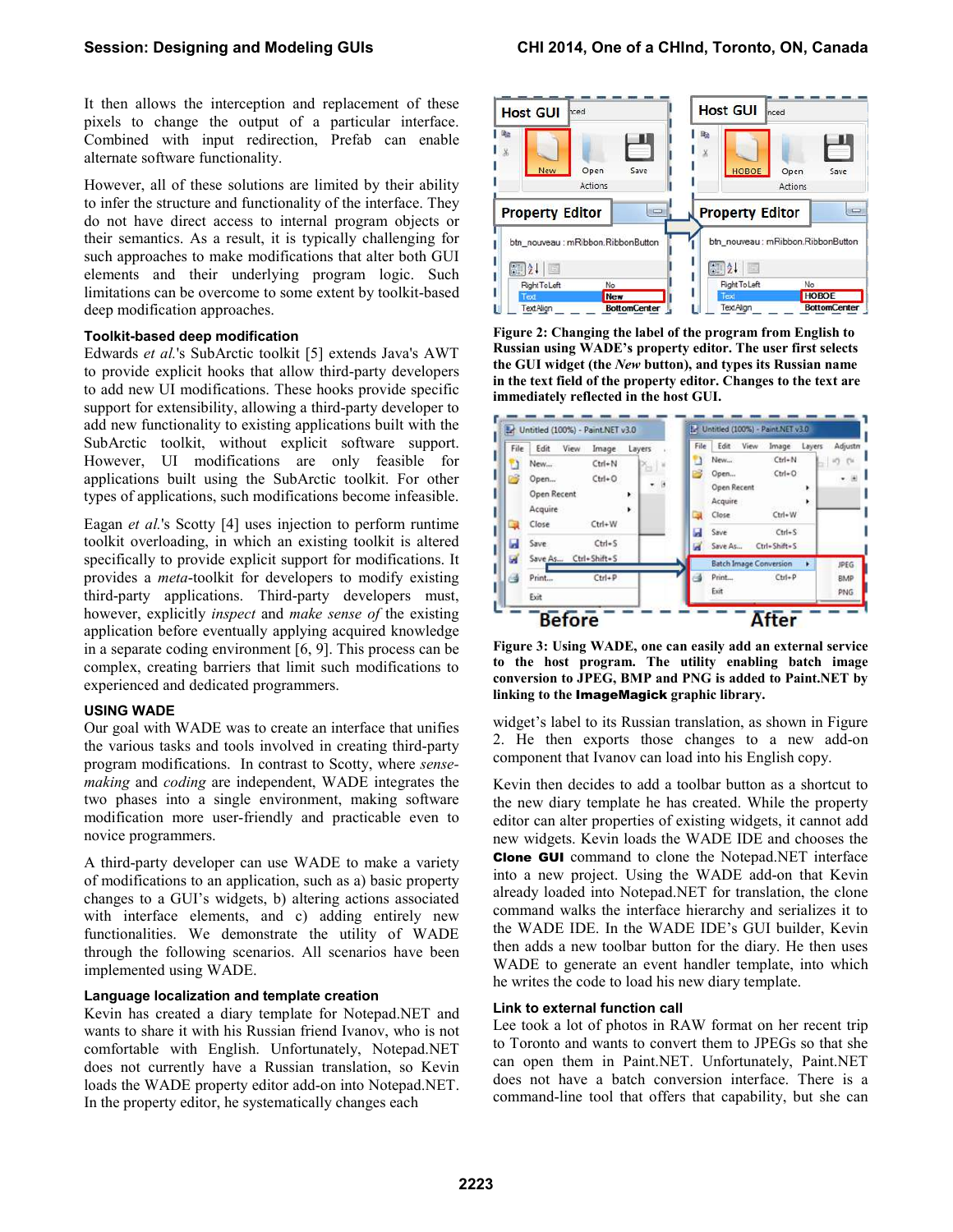It then allows the interception and replacement of these pixels to change the output of a particular interface. Combined with input redirection, Prefab can enable alternate software functionality.

However, all of these solutions are limited by their ability to infer the structure and functionality of the interface. They do not have direct access to internal program objects or their semantics. As a result, it is typically challenging for such approaches to make modifications that alter both GUI elements and their underlying program logic. Such limitations can be overcome to some extent by toolkit-based deep modification approaches.

### Toolkit-based deep modification

Edwards *et al.*'s SubArctic toolkit [5] extends Java's AWT to provide explicit hooks that allow third-party developers to add new UI modifications. These hooks provide specific support for extensibility, allowing a third-party developer to add new functionality to existing applications built with the SubArctic toolkit, without explicit software support. However, UI modifications are only feasible for applications built using the SubArctic toolkit. For other types of applications, such modifications become infeasible.

Eagan *et al.*'s Scotty [4] uses injection to perform runtime toolkit overloading, in which an existing toolkit is altered specifically to provide explicit support for modifications. It provides a *meta*-toolkit for developers to modify existing third-party applications. Third-party developers must, however, explicitly *inspect* and *make sense of* the existing application before eventually applying acquired knowledge in a separate coding environment [6, 9]. This process can be complex, creating barriers that limit such modifications to experienced and dedicated programmers.

## USING WADE

Our goal with WADE was to create an interface that unifies the various tasks and tools involved in creating third-party program modifications. In contrast to Scotty, where *sense-making* and *coding* are independent, WADE integrates the two phases into a single environment, making software modification more user-friendly and practicable even to novice programmers.

A third-party developer can use WADE to make a variety of modifications to an application, such as a) basic property changes to a GUI's widgets, b) altering actions associated with interface elements, and c) adding entirely new functionalities. We demonstrate the utility of WADE through the following scenarios. All scenarios have been implemented using WADE.

### Language localization and template creation

Kevin has created a diary template for Notepad.NET and wants to share it with his Russian friend Ivanov, who is not comfortable with English. Unfortunately, Notepad.NET does not currently have a Russian translation, so Kevin loads the WADE property editor add-on into Notepad.NET. In the property editor, he systematically changes each widget's label to its Russian translation, as shown in Figure 2. He then exports those changes to a new add-on component that Ivanov can load into his English copy.

**Figure 2: Changing the label of the program from English to Russian using WADE's property editor. The user first selects the GUI widget (the *New* button), and types its Russian name in the text field of the property editor. Changes to the text are immediately reflected in the host GUI.**

**Figure 3: Using WADE, one can easily add an external service to the host program. The utility enabling batch image conversion to JPEG, BMP and PNG is added to Paint.NET by linking to the ImageMagick graphic library.**

Kevin then decides to add a toolbar button as a shortcut to the new diary template he has created. While the property editor can alter properties of existing widgets, it cannot add new widgets. Kevin loads the WADE IDE and chooses the **Clone GUI** command to clone the Notepad.NET interface into a new project. Using the WADE add-on that Kevin already loaded into Notepad.NET for translation, the clone command walks the interface hierarchy and serializes it to the WADE IDE. In the WADE IDE's GUI builder, Kevin then adds a new toolbar button for the diary. He then uses WADE to generate an event handler template, into which he writes the code to load his new diary template.

### Link to external function call

Lee took a lot of photos in RAW format on her recent trip to Toronto and wants to convert them to JPEGs so that she can open them in Paint.NET. Unfortunately, Paint.NET does not have a batch conversion interface. There is a command-line tool that offers that capability, but she can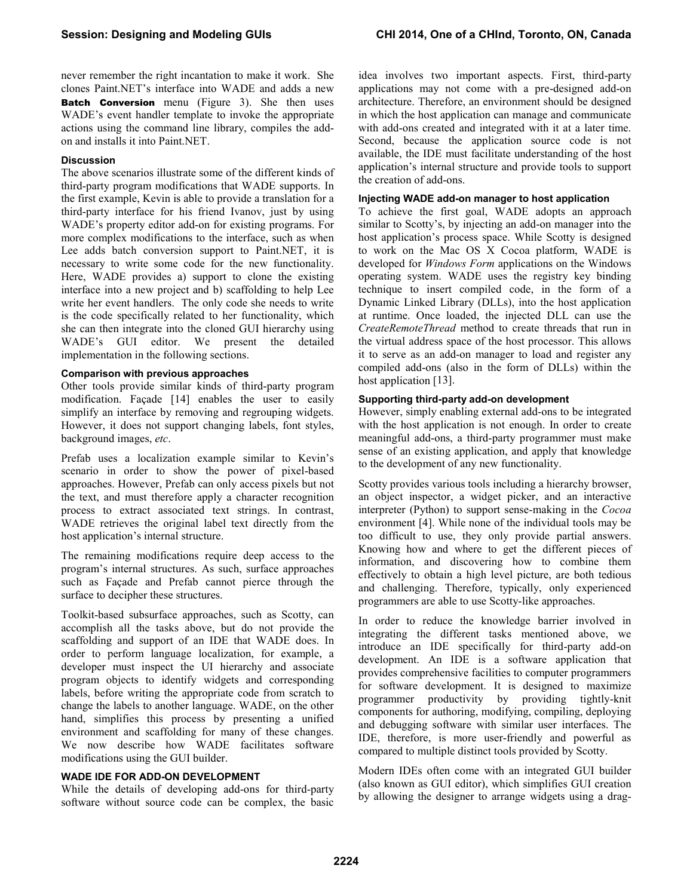never remember the right incantation to make it work. She clones Paint.NET's interface into WADE and adds a new **Batch Conversion** menu (Figure 3). She then uses WADE's event handler template to invoke the appropriate actions using the command line library, compiles the add-on and installs it into Paint.NET.

### Discussion

The above scenarios illustrate some of the different kinds of third-party program modifications that WADE supports. In the first example, Kevin is able to provide a translation for a third-party interface for his friend Ivanov, just by using WADE's property editor add-on for existing programs. For more complex modifications to the interface, such as when Lee adds batch conversion support to Paint.NET, it is necessary to write some code for the new functionality. Here, WADE provides a) support to clone the existing interface into a new project and b) scaffolding to help Lee write her event handlers. The only code she needs to write is the code specifically related to her functionality, which she can then integrate into the cloned GUI hierarchy using WADE's GUI editor. We present the detailed implementation in the following sections.

### Comparison with previous approaches

Other tools provide similar kinds of third-party program modification. Façade [14] enables the user to easily simplify an interface by removing and regrouping widgets. However, it does not support changing labels, font styles, background images, *etc*.

Prefab uses a localization example similar to Kevin's scenario in order to show the power of pixel-based approaches. However, Prefab can only access pixels but not the text, and must therefore apply a character recognition process to extract associated text strings. In contrast, WADE retrieves the original label text directly from the host application's internal structure.

The remaining modifications require deep access to the program's internal structures. As such, surface approaches such as Façade and Prefab cannot pierce through the surface to decipher these structures.

Toolkit-based subsurface approaches, such as Scotty, can accomplish all the tasks above, but do not provide the scaffolding and support of an IDE that WADE does. In order to perform language localization, for example, a developer must inspect the UI hierarchy and associate program objects to identify widgets and corresponding labels, before writing the appropriate code from scratch to change the labels to another language. WADE, on the other hand, simplifies this process by presenting a unified environment and scaffolding for many of these changes. We now describe how WADE facilitates software modifications using the GUI builder.

## WADE IDE FOR ADD-ON DEVELOPMENT

While the details of developing add-ons for third-party software without source code can be complex, the basic idea involves two important aspects. First, third-party applications may not come with a pre-designed add-on architecture. Therefore, an environment should be designed in which the host application can manage and communicate with add-ons created and integrated with it at a later time. Second, because the application source code is not available, the IDE must facilitate understanding of the host application's internal structure and provide tools to support the creation of add-ons.

### Injecting WADE add-on manager to host application

To achieve the first goal, WADE adopts an approach similar to Scotty's, by injecting an add-on manager into the host application's process space. While Scotty is designed to work on the Mac OS X Cocoa platform, WADE is developed for *Windows Form* applications on the Windows operating system. WADE uses the registry key binding technique to insert compiled code, in the form of a Dynamic Linked Library (DLLs), into the host application at runtime. Once loaded, the injected DLL can use the *CreateRemoteThread* method to create threads that run in the virtual address space of the host processor. This allows it to serve as an add-on manager to load and register any compiled add-ons (also in the form of DLLs) within the host application [13].

### Supporting third-party add-on development

However, simply enabling external add-ons to be integrated with the host application is not enough. In order to create meaningful add-ons, a third-party programmer must make sense of an existing application, and apply that knowledge to the development of any new functionality.

Scotty provides various tools including a hierarchy browser, an object inspector, a widget picker, and an interactive interpreter (Python) to support sense-making in the *Cocoa* environment [4]. While none of the individual tools may be too difficult to use, they only provide partial answers. Knowing how and where to get the different pieces of information, and discovering how to combine them effectively to obtain a high level picture, are both tedious and challenging. Therefore, typically, only experienced programmers are able to use Scotty-like approaches.

In order to reduce the knowledge barrier involved in integrating the different tasks mentioned above, we introduce an IDE specifically for third-party add-on development. An IDE is a software application that provides comprehensive facilities to computer programmers for software development. It is designed to maximize programmer productivity by providing tightly-knit components for authoring, modifying, compiling, deploying and debugging software with similar user interfaces. The IDE, therefore, is more user-friendly and powerful as compared to multiple distinct tools provided by Scotty.

Modern IDEs often come with an integrated GUI builder (also known as GUI editor), which simplifies GUI creation by allowing the designer to arrange widgets using a drag-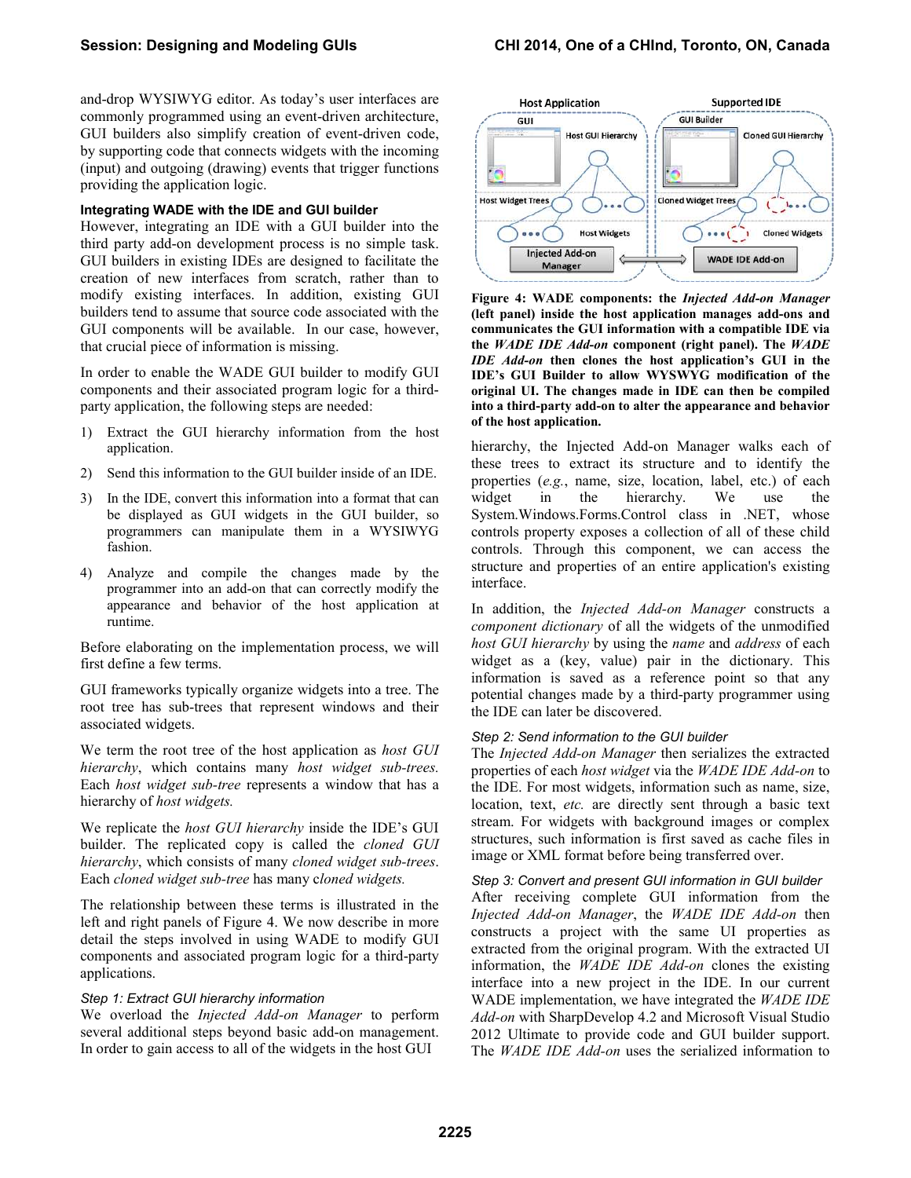and-drop WYSIWYG editor. As today's user interfaces are commonly programmed using an event-driven architecture, GUI builders also simplify creation of event-driven code, by supporting code that connects widgets with the incoming (input) and outgoing (drawing) events that trigger functions providing the application logic.

#### Integrating WADE with the IDE and GUI builder

However, integrating an IDE with a GUI builder into the third party add-on development process is no simple task. GUI builders in existing IDEs are designed to facilitate the creation of new interfaces from scratch, rather than to modify existing interfaces. In addition, existing GUI builders tend to assume that source code associated with the GUI components will be available. In our case, however, that crucial piece of information is missing.

In order to enable the WADE GUI builder to modify GUI components and their associated program logic for a third-party application, the following steps are needed:

1) Extract the GUI hierarchy information from the host application.
2) Send this information to the GUI builder inside of an IDE.
3) In the IDE, convert this information into a format that can be displayed as GUI widgets in the GUI builder, so programmers can manipulate them in a WYSIWYG fashion.
4) Analyze and compile the changes made by the programmer into an add-on that can correctly modify the appearance and behavior of the host application at runtime.

Before elaborating on the implementation process, we will first define a few terms.

GUI frameworks typically organize widgets into a tree. The root tree has sub-trees that represent windows and their associated widgets.

We term the root tree of the host application as *host GUI hierarchy*, which contains many *host widget sub-trees.* Each *host widget sub-tree* represents a window that has a hierarchy of *host widgets.*

We replicate the *host GUI hierarchy* inside the IDE's GUI builder. The replicated copy is called the *cloned GUI hierarchy*, which consists of many *cloned widget sub-trees*. Each *cloned widget sub-tree* has many *cloned widgets.*

The relationship between these terms is illustrated in the left and right panels of Figure 4. We now describe in more detail the steps involved in using WADE to modify GUI components and associated program logic for a third-party applications.

*Step 1: Extract GUI hierarchy information*

We overload the *Injected Add-on Manager* to perform several additional steps beyond basic add-on management. In order to gain access to all of the widgets in the host GUI hierarchy, the Injected Add-on Manager walks each of these trees to extract its structure and to identify the properties (*e.g.*, name, size, location, label, etc.) of each widget in the hierarchy. We use the System.Windows.Forms.Control class in .NET, whose controls property exposes a collection of all of these child controls. Through this component, we can access the structure and properties of an entire application's existing interface.

Host Application
GUI
Host GUI Hierarchy
Host Widget Trees
Host Widgets
Injected Add-on Manager
Supported IDE
GUI Builder
Cloned GUI Hierarchy
Cloned Widget Trees
Cloned Widgets
WADE IDE Add-on

**Figure 4: WADE components: the *Injected Add-on Manager* (left panel) inside the host application manages add-ons and communicates the GUI information with a compatible IDE via the *WADE IDE Add-on* component (right panel). The *WADE IDE Add-on* then clones the host application's GUI in the IDE's GUI Builder to allow WYSWYG modification of the original UI. The changes made in IDE can then be compiled into a third-party add-on to alter the appearance and behavior of the host application.**

In addition, the *Injected Add-on Manager* constructs a *component dictionary* of all the widgets of the unmodified *host GUI hierarchy* by using the *name* and *address* of each widget as a (key, value) pair in the dictionary. This information is saved as a reference point so that any potential changes made by a third-party programmer using the IDE can later be discovered.

*Step 2: Send information to the GUI builder*

The *Injected Add-on Manager* then serializes the extracted properties of each *host widget* via the *WADE IDE Add-on* to the IDE. For most widgets, information such as name, size, location, text, *etc.* are directly sent through a basic text stream. For widgets with background images or complex structures, such information is first saved as cache files in image or XML format before being transferred over.

*Step 3: Convert and present GUI information in GUI builder*

After receiving complete GUI information from the *Injected Add-on Manager*, the *WADE IDE Add-on* then constructs a project with the same UI properties as extracted from the original program. With the extracted UI information, the *WADE IDE Add-on* clones the existing interface into a new project in the IDE. In our current WADE implementation, we have integrated the *WADE IDE Add-on* with SharpDevelop 4.2 and Microsoft Visual Studio 2012 Ultimate to provide code and GUI builder support. The *WADE IDE Add-on* uses the serialized information to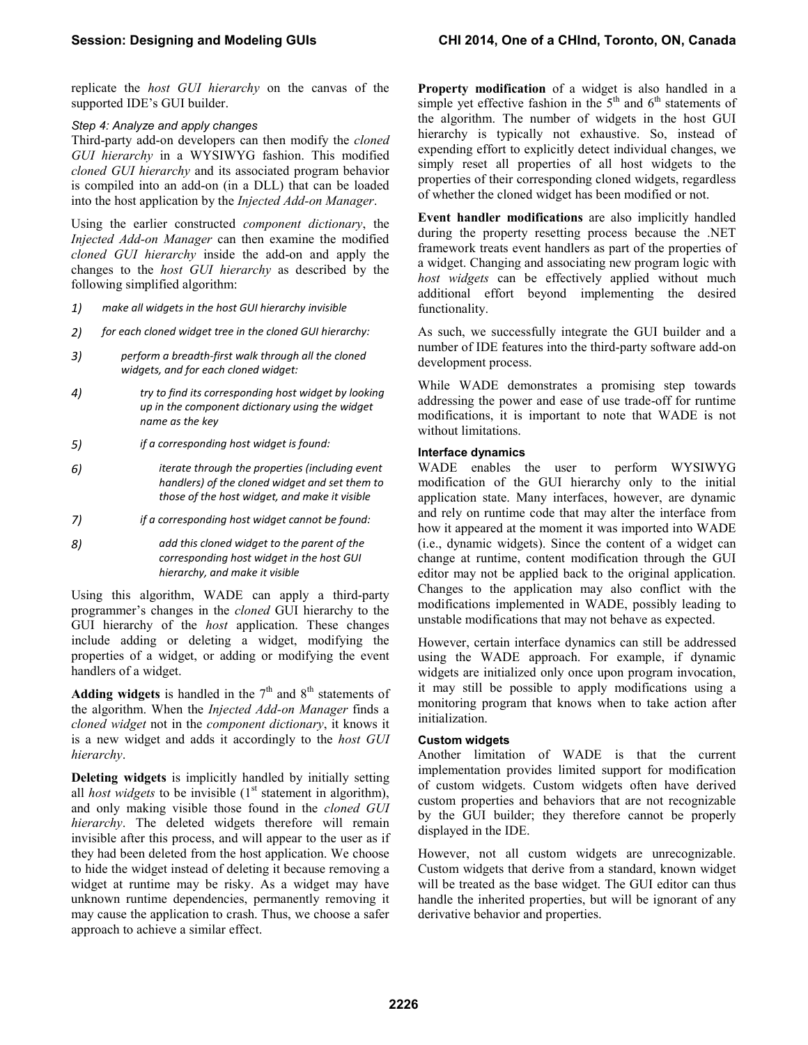replicate the *host GUI hierarchy* on the canvas of the supported IDE's GUI builder.

### *Step 4: Analyze and apply changes*

Third-party add-on developers can then modify the *cloned GUI hierarchy* in a WYSIWYG fashion. This modified *cloned GUI hierarchy* and its associated program behavior is compiled into an add-on (in a DLL) that can be loaded into the host application by the *Injected Add-on Manager*.

Using the earlier constructed *component dictionary*, the *Injected Add-on Manager* can then examine the modified *cloned GUI hierarchy* inside the add-on and apply the changes to the *host GUI hierarchy* as described by the following simplified algorithm:

1) *make all widgets in the host GUI hierarchy invisible*
2) *for each cloned widget tree in the cloned GUI hierarchy:*
3) *perform a breadth-first walk through all the cloned widgets, and for each cloned widget:*
4) *try to find its corresponding host widget by looking up in the component dictionary using the widget name as the key*
5) *if a corresponding host widget is found:*
6) *iterate through the properties (including event handlers) of the cloned widget and set them to those of the host widget, and make it visible*
7) *if a corresponding host widget cannot be found:*
8) *add this cloned widget to the parent of the corresponding host widget in the host GUI hierarchy, and make it visible*

Using this algorithm, WADE can apply a third-party programmer's changes in the *cloned* GUI hierarchy to the GUI hierarchy of the *host* application. These changes include adding or deleting a widget, modifying the properties of a widget, or adding or modifying the event handlers of a widget.

**Adding widgets** is handled in the 7th and 8th statements of the algorithm. When the *Injected Add-on Manager* finds a *cloned widget* not in the *component dictionary*, it knows it is a new widget and adds it accordingly to the *host GUI hierarchy*.

**Deleting widgets** is implicitly handled by initially setting all *host widgets* to be invisible (1st statement in algorithm), and only making visible those found in the *cloned GUI hierarchy*. The deleted widgets therefore will remain invisible after this process, and will appear to the user as if they had been deleted from the host application. We choose to hide the widget instead of deleting it because removing a widget at runtime may be risky. As a widget may have unknown runtime dependencies, permanently removing it may cause the application to crash. Thus, we choose a safer approach to achieve a similar effect.

**Property modification** of a widget is also handled in a simple yet effective fashion in the 5th and 6th statements of the algorithm. The number of widgets in the host GUI hierarchy is typically not exhaustive. So, instead of expending effort to explicitly detect individual changes, we simply reset all properties of all host widgets to the properties of their corresponding cloned widgets, regardless of whether the cloned widget has been modified or not.

**Event handler modifications** are also implicitly handled during the property resetting process because the .NET framework treats event handlers as part of the properties of a widget. Changing and associating new program logic with *host widgets* can be effectively applied without much additional effort beyond implementing the desired functionality.

As such, we successfully integrate the GUI builder and a number of IDE features into the third-party software add-on development process.

While WADE demonstrates a promising step towards addressing the power and ease of use trade-off for runtime modifications, it is important to note that WADE is not without limitations.

### Interface dynamics

WADE enables the user to perform WYSIWYG modification of the GUI hierarchy only to the initial application state. Many interfaces, however, are dynamic and rely on runtime code that may alter the interface from how it appeared at the moment it was imported into WADE (i.e., dynamic widgets). Since the content of a widget can change at runtime, content modification through the GUI editor may not be applied back to the original application. Changes to the application may also conflict with the modifications implemented in WADE, possibly leading to unstable modifications that may not behave as expected.

However, certain interface dynamics can still be addressed using the WADE approach. For example, if dynamic widgets are initialized only once upon program invocation, it may still be possible to apply modifications using a monitoring program that knows when to take action after initialization.

### Custom widgets

Another limitation of WADE is that the current implementation provides limited support for modification of custom widgets. Custom widgets often have derived custom properties and behaviors that are not recognizable by the GUI builder; they therefore cannot be properly displayed in the IDE.

However, not all custom widgets are unrecognizable. Custom widgets that derive from a standard, known widget will be treated as the base widget. The GUI editor can thus handle the inherited properties, but will be ignorant of any derivative behavior and properties.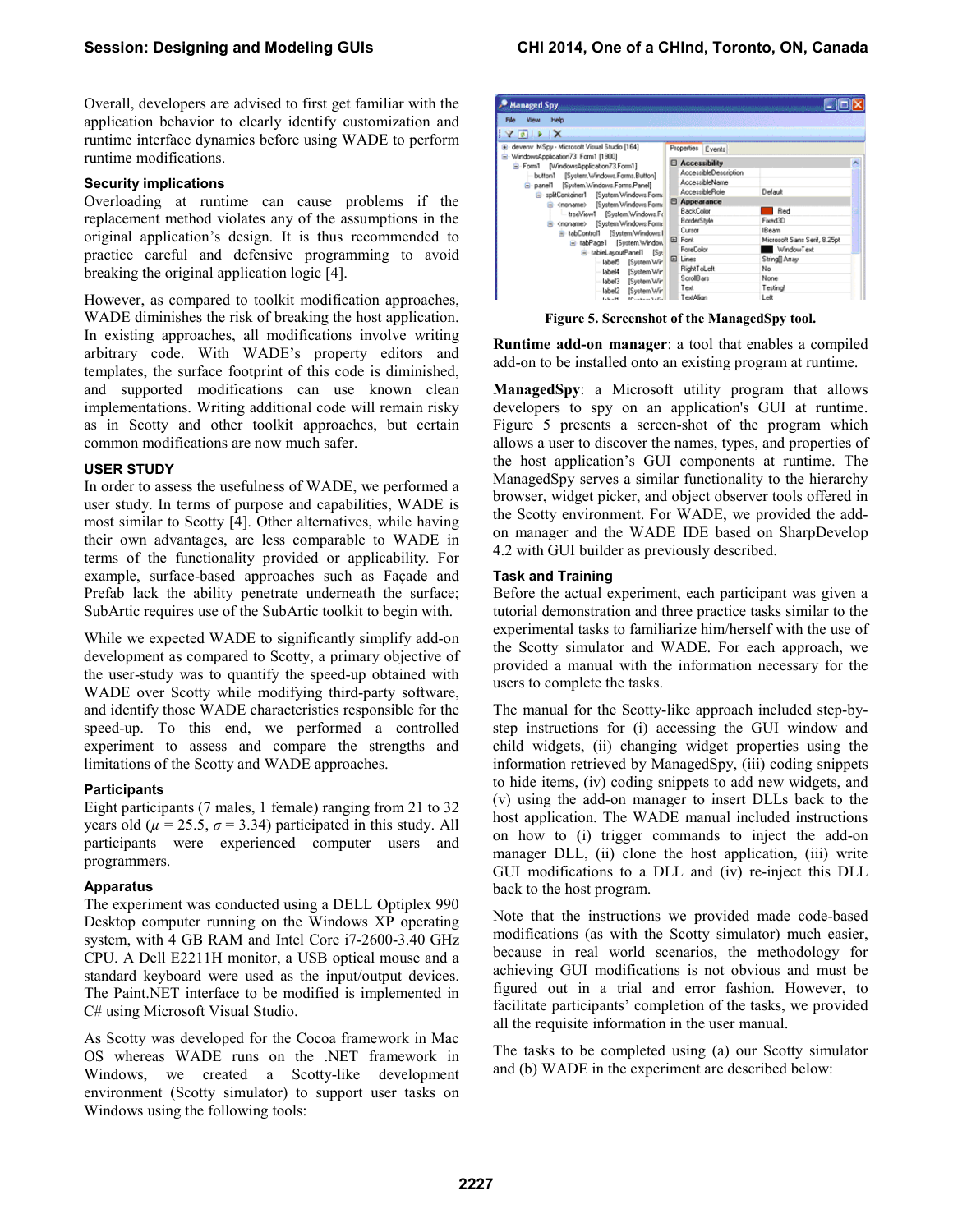Overall, developers are advised to first get familiar with the application behavior to clearly identify customization and runtime interface dynamics before using WADE to perform runtime modifications.

### Security implications

Overloading at runtime can cause problems if the replacement method violates any of the assumptions in the original application's design. It is thus recommended to practice careful and defensive programming to avoid breaking the original application logic [4].

However, as compared to toolkit modification approaches, WADE diminishes the risk of breaking the host application. In existing approaches, all modifications involve writing arbitrary code. With WADE's property editors and templates, the surface footprint of this code is diminished, and supported modifications can use known clean implementations. Writing additional code will remain risky as in Scotty and other toolkit approaches, but certain common modifications are now much safer.

## USER STUDY

In order to assess the usefulness of WADE, we performed a user study. In terms of purpose and capabilities, WADE is most similar to Scotty [4]. Other alternatives, while having their own advantages, are less comparable to WADE in terms of the functionality provided or applicability. For example, surface-based approaches such as Façade and Prefab lack the ability penetrate underneath the surface; SubArtic requires use of the SubArtic toolkit to begin with.

While we expected WADE to significantly simplify add-on development as compared to Scotty, a primary objective of the user-study was to quantify the speed-up obtained with WADE over Scotty while modifying third-party software, and identify those WADE characteristics responsible for the speed-up. To this end, we performed a controlled experiment to assess and compare the strengths and limitations of the Scotty and WADE approaches.

### Participants

Eight participants (7 males, 1 female) ranging from 21 to 32 years old ($\mu$ = 25.5, $\sigma$ = 3.34) participated in this study. All participants were experienced computer users and programmers.

### Apparatus

The experiment was conducted using a DELL Optiplex 990 Desktop computer running on the Windows XP operating system, with 4 GB RAM and Intel Core i7-2600-3.40 GHz CPU. A Dell E2211H monitor, a USB optical mouse and a standard keyboard were used as the input/output devices. The Paint.NET interface to be modified is implemented in C# using Microsoft Visual Studio.

As Scotty was developed for the Cocoa framework in Mac OS whereas WADE runs on the .NET framework in Windows, we created a Scotty-like development environment (Scotty simulator) to support user tasks on Windows using the following tools:

**Figure 5. Screenshot of the ManagedSpy tool.**

**Runtime add-on manager**: a tool that enables a compiled add-on to be installed onto an existing program at runtime.

**ManagedSpy**: a Microsoft utility program that allows developers to spy on an application's GUI at runtime. Figure 5 presents a screen-shot of the program which allows a user to discover the names, types, and properties of the host application's GUI components at runtime. The ManagedSpy serves a similar functionality to the hierarchy browser, widget picker, and object observer tools offered in the Scotty environment. For WADE, we provided the add-on manager and the WADE IDE based on SharpDevelop 4.2 with GUI builder as previously described.

### Task and Training

Before the actual experiment, each participant was given a tutorial demonstration and three practice tasks similar to the experimental tasks to familiarize him/herself with the use of the Scotty simulator and WADE. For each approach, we provided a manual with the information necessary for the users to complete the tasks.

The manual for the Scotty-like approach included step-by-step instructions for (i) accessing the GUI window and child widgets, (ii) changing widget properties using the information retrieved by ManagedSpy, (iii) coding snippets to hide items, (iv) coding snippets to add new widgets, and (v) using the add-on manager to insert DLLs back to the host application. The WADE manual included instructions on how to (i) trigger commands to inject the add-on manager DLL, (ii) clone the host application, (iii) write GUI modifications to a DLL and (iv) re-inject this DLL back to the host program.

Note that the instructions we provided made code-based modifications (as with the Scotty simulator) much easier, because in real world scenarios, the methodology for achieving GUI modifications is not obvious and must be figured out in a trial and error fashion. However, to facilitate participants' completion of the tasks, we provided all the requisite information in the user manual.

The tasks to be completed using (a) our Scotty simulator and (b) WADE in the experiment are described below: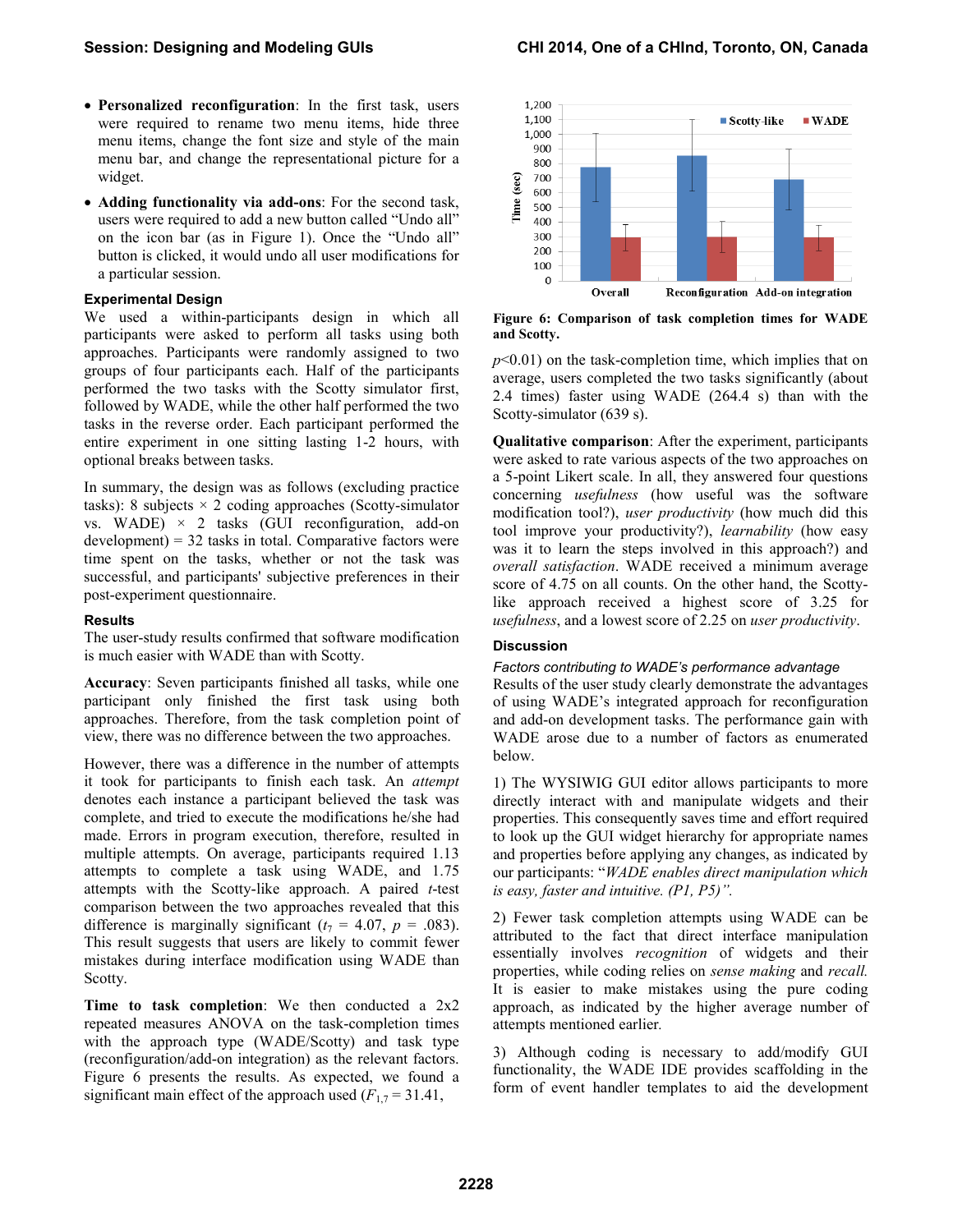- **Personalized reconfiguration**: In the first task, users were required to rename two menu items, hide three menu items, change the font size and style of the main menu bar, and change the representational picture for a widget.
- **Adding functionality via add-ons**: For the second task, users were required to add a new button called "Undo all" on the icon bar (as in Figure 1). Once the "Undo all" button is clicked, it would undo all user modifications for a particular session.

### Experimental Design

We used a within-participants design in which all participants were asked to perform all tasks using both approaches. Participants were randomly assigned to two groups of four participants each. Half of the participants performed the two tasks with the Scotty simulator first, followed by WADE, while the other half performed the two tasks in the reverse order. Each participant performed the entire experiment in one sitting lasting 1-2 hours, with optional breaks between tasks.

In summary, the design was as follows (excluding practice tasks): 8 subjects × 2 coding approaches (Scotty-simulator vs. WADE) × 2 tasks (GUI reconfiguration, add-on development) = 32 tasks in total. Comparative factors were time spent on the tasks, whether or not the task was successful, and participants' subjective preferences in their post-experiment questionnaire.

### Results

The user-study results confirmed that software modification is much easier with WADE than with Scotty.

**Accuracy**: Seven participants finished all tasks, while one participant only finished the first task using both approaches. Therefore, from the task completion point of view, there was no difference between the two approaches.

However, there was a difference in the number of attempts it took for participants to finish each task. An *attempt* denotes each instance a participant believed the task was complete, and tried to execute the modifications he/she had made. Errors in program execution, therefore, resulted in multiple attempts. On average, participants required 1.13 attempts to complete a task using WADE, and 1.75 attempts with the Scotty-like approach. A paired *t*-test comparison between the two approaches revealed that this difference is marginally significant ($t_7$ = 4.07, $p$ = .083). This result suggests that users are likely to commit fewer mistakes during interface modification using WADE than Scotty.

**Time to task completion**: We then conducted a 2x2 repeated measures ANOVA on the task-completion times with the approach type (WADE/Scotty) and task type (reconfiguration/add-on integration) as the relevant factors. Figure 6 presents the results. As expected, we found a significant main effect of the approach used ($F_{1,7}$ = 31.41, $p$<0.01) on the task-completion time, which implies that on average, users completed the two tasks significantly (about 2.4 times) faster using WADE (264.4 s) than with the Scotty-simulator (639 s).

**Figure 6: Comparison of task completion times for WADE and Scotty.**

**Qualitative comparison**: After the experiment, participants were asked to rate various aspects of the two approaches on a 5-point Likert scale. In all, they answered four questions concerning *usefulness* (how useful was the software modification tool?), *user productivity* (how much did this tool improve your productivity?), *learnability* (how easy was it to learn the steps involved in this approach?) and *overall satisfaction*. WADE received a minimum average score of 4.75 on all counts. On the other hand, the Scotty-like approach received a highest score of 3.25 for *usefulness*, and a lowest score of 2.25 on *user productivity*.

### Discussion

*Factors contributing to WADE's performance advantage*

Results of the user study clearly demonstrate the advantages of using WADE's integrated approach for reconfiguration and add-on development tasks. The performance gain with WADE arose due to a number of factors as enumerated below.

1) The WYSIWIG GUI editor allows participants to more directly interact with and manipulate widgets and their properties. This consequently saves time and effort required to look up the GUI widget hierarchy for appropriate names and properties before applying any changes, as indicated by our participants: "*WADE enables direct manipulation which is easy, faster and intuitive. (P1, P5)".*

2) Fewer task completion attempts using WADE can be attributed to the fact that direct interface manipulation essentially involves *recognition* of widgets and their properties, while coding relies on *sense making* and *recall.* It is easier to make mistakes using the pure coding approach, as indicated by the higher average number of attempts mentioned earlier.

3) Although coding is necessary to add/modify GUI functionality, the WADE IDE provides scaffolding in the form of event handler templates to aid the development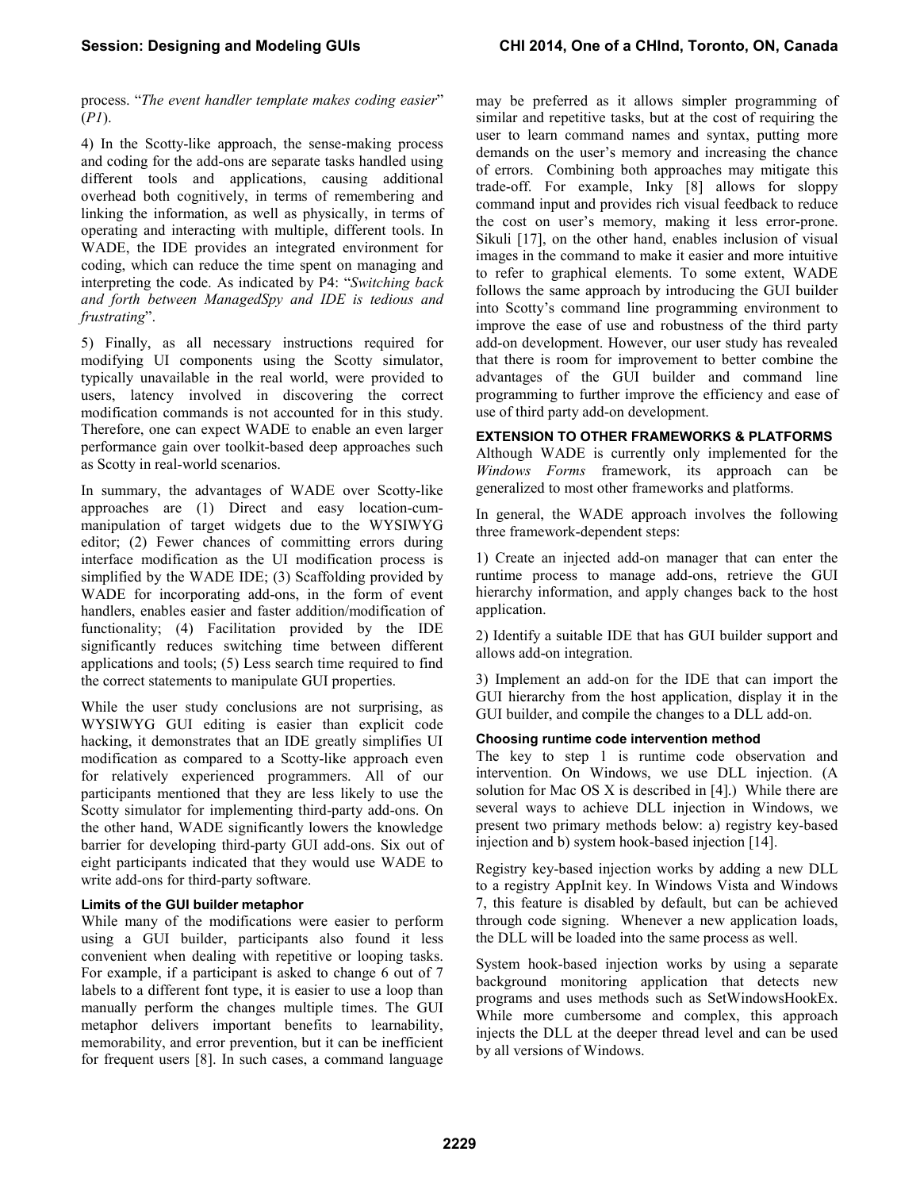process. "*The event handler template makes coding easier*" (*P1*).

4) In the Scotty-like approach, the sense-making process and coding for the add-ons are separate tasks handled using different tools and applications, causing additional overhead both cognitively, in terms of remembering and linking the information, as well as physically, in terms of operating and interacting with multiple, different tools. In WADE, the IDE provides an integrated environment for coding, which can reduce the time spent on managing and interpreting the code. As indicated by P4: "*Switching back and forth between ManagedSpy and IDE is tedious and frustrating*".

5) Finally, as all necessary instructions required for modifying UI components using the Scotty simulator, typically unavailable in the real world, were provided to users, latency involved in discovering the correct modification commands is not accounted for in this study. Therefore, one can expect WADE to enable an even larger performance gain over toolkit-based deep approaches such as Scotty in real-world scenarios.

In summary, the advantages of WADE over Scotty-like approaches are (1) Direct and easy location-cum-manipulation of target widgets due to the WYSIWYG editor; (2) Fewer chances of committing errors during interface modification as the UI modification process is simplified by the WADE IDE; (3) Scaffolding provided by WADE for incorporating add-ons, in the form of event handlers, enables easier and faster addition/modification of functionality; (4) Facilitation provided by the IDE significantly reduces switching time between different applications and tools; (5) Less search time required to find the correct statements to manipulate GUI properties.

While the user study conclusions are not surprising, as WYSIWYG GUI editing is easier than explicit code hacking, it demonstrates that an IDE greatly simplifies UI modification as compared to a Scotty-like approach even for relatively experienced programmers. All of our participants mentioned that they are less likely to use the Scotty simulator for implementing third-party add-ons. On the other hand, WADE significantly lowers the knowledge barrier for developing third-party GUI add-ons. Six out of eight participants indicated that they would use WADE to write add-ons for third-party software.

### Limits of the GUI builder metaphor

While many of the modifications were easier to perform using a GUI builder, participants also found it less convenient when dealing with repetitive or looping tasks. For example, if a participant is asked to change 6 out of 7 labels to a different font type, it is easier to use a loop than manually perform the changes multiple times. The GUI metaphor delivers important benefits to learnability, memorability, and error prevention, but it can be inefficient for frequent users [8]. In such cases, a command language may be preferred as it allows simpler programming of similar and repetitive tasks, but at the cost of requiring the user to learn command names and syntax, putting more demands on the user's memory and increasing the chance of errors. Combining both approaches may mitigate this trade-off. For example, Inky [8] allows for sloppy command input and provides rich visual feedback to reduce the cost on user's memory, making it less error-prone. Sikuli [17], on the other hand, enables inclusion of visual images in the command to make it easier and more intuitive to refer to graphical elements. To some extent, WADE follows the same approach by introducing the GUI builder into Scotty's command line programming environment to improve the ease of use and robustness of the third party add-on development. However, our user study has revealed that there is room for improvement to better combine the advantages of the GUI builder and command line programming to further improve the efficiency and ease of use of third party add-on development.

## EXTENSION TO OTHER FRAMEWORKS & PLATFORMS

Although WADE is currently only implemented for the *Windows Forms* framework, its approach can be generalized to most other frameworks and platforms.

In general, the WADE approach involves the following three framework-dependent steps:

1) Create an injected add-on manager that can enter the runtime process to manage add-ons, retrieve the GUI hierarchy information, and apply changes back to the host application.

2) Identify a suitable IDE that has GUI builder support and allows add-on integration.

3) Implement an add-on for the IDE that can import the GUI hierarchy from the host application, display it in the GUI builder, and compile the changes to a DLL add-on.

### Choosing runtime code intervention method

The key to step 1 is runtime code observation and intervention. On Windows, we use DLL injection. (A solution for Mac OS X is described in [4].) While there are several ways to achieve DLL injection in Windows, we present two primary methods below: a) registry key-based injection and b) system hook-based injection [14].

Registry key-based injection works by adding a new DLL to a registry AppInit key. In Windows Vista and Windows 7, this feature is disabled by default, but can be achieved through code signing. Whenever a new application loads, the DLL will be loaded into the same process as well.

System hook-based injection works by using a separate background monitoring application that detects new programs and uses methods such as SetWindowsHookEx. While more cumbersome and complex, this approach injects the DLL at the deeper thread level and can be used by all versions of Windows.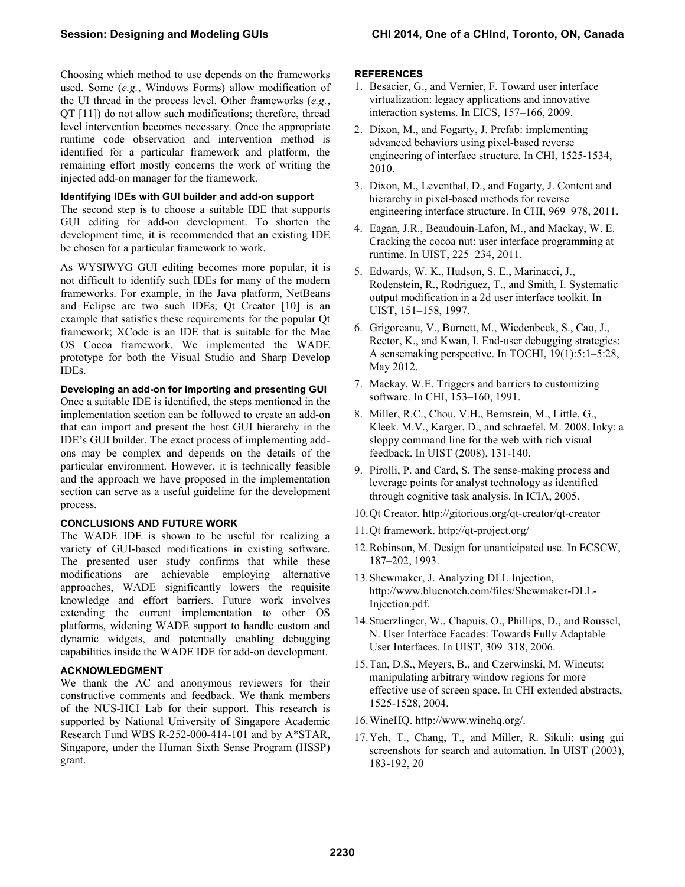Choosing which method to use depends on the frameworks used. Some (*e.g.*, Windows Forms) allow modification of the UI thread in the process level. Other frameworks (*e.g.*, QT [11]) do not allow such modifications; therefore, thread level intervention becomes necessary. Once the appropriate runtime code observation and intervention method is identified for a particular framework and platform, the remaining effort mostly concerns the work of writing the injected add-on manager for the framework.

### Identifying IDEs with GUI builder and add-on support

The second step is to choose a suitable IDE that supports GUI editing for add-on development. To shorten the development time, it is recommended that an existing IDE be chosen for a particular framework to work.

As WYSIWYG GUI editing becomes more popular, it is not difficult to identify such IDEs for many of the modern frameworks. For example, in the Java platform, NetBeans and Eclipse are two such IDEs; Qt Creator [10] is an example that satisfies these requirements for the popular Qt framework; XCode is an IDE that is suitable for the Mac OS Cocoa framework. We implemented the WADE prototype for both the Visual Studio and Sharp Develop IDEs.

### Developing an add-on for importing and presenting GUI

Once a suitable IDE is identified, the steps mentioned in the implementation section can be followed to create an add-on that can import and present the host GUI hierarchy in the IDE's GUI builder. The exact process of implementing add-ons may be complex and depends on the details of the particular environment. However, it is technically feasible and the approach we have proposed in the implementation section can serve as a useful guideline for the development process.

## CONCLUSIONS AND FUTURE WORK

The WADE IDE is shown to be useful for realizing a variety of GUI-based modifications in existing software. The presented user study confirms that while these modifications are achievable employing alternative approaches, WADE significantly lowers the requisite knowledge and effort barriers. Future work involves extending the current implementation to other OS platforms, widening WADE support to handle custom and dynamic widgets, and potentially enabling debugging capabilities inside the WADE IDE for add-on development.

## ACKNOWLEDGMENT

We thank the AC and anonymous reviewers for their constructive comments and feedback. We thank members of the NUS-HCI Lab for their support. This research is supported by National University of Singapore Academic Research Fund WBS R-252-000-414-101 and by A*STAR, Singapore, under the Human Sixth Sense Program (HSSP) grant.

## REFERENCES

1. Besacier, G., and Vernier, F. Toward user interface virtualization: legacy applications and innovative interaction systems. In EICS, 157–166, 2009.
2. Dixon, M., and Fogarty, J. Prefab: implementing advanced behaviors using pixel-based reverse engineering of interface structure. In CHI, 1525-1534, 2010.
3. Dixon, M., Leventhal, D., and Fogarty, J. Content and hierarchy in pixel-based methods for reverse engineering interface structure. In CHI, 969–978, 2011.
4. Eagan, J.R., Beaudouin-Lafon, M., and Mackay, W. E. Cracking the cocoa nut: user interface programming at runtime. In UIST, 225–234, 2011.
5. Edwards, W. K., Hudson, S. E., Marinacci, J., Rodenstein, R., Rodriguez, T., and Smith, I. Systematic output modification in a 2d user interface toolkit. In UIST, 151–158, 1997.
6. Grigoreanu, V., Burnett, M., Wiedenbeck, S., Cao, J., Rector, K., and Kwan, I. End-user debugging strategies: A sensemaking perspective. In TOCHI, 19(1):5:1–5:28, May 2012.
7. Mackay, W.E. Triggers and barriers to customizing software. In CHI, 153–160, 1991.
8. Miller, R.C., Chou, V.H., Bernstein, M., Little, G., Kleek. M.V., Karger, D., and schraefel. M. 2008. Inky: a sloppy command line for the web with rich visual feedback. In UIST (2008), 131-140.
9. Pirolli, P. and Card, S. The sense-making process and leverage points for analyst technology as identified through cognitive task analysis. In ICIA, 2005.
10. Qt Creator. http://gitorious.org/qt-creator/qt-creator
11. Qt framework. http://qt-project.org/
12. Robinson, M. Design for unanticipated use. In ECSCW, 187–202, 1993.
13. Shewmaker, J. Analyzing DLL Injection, http://www.bluenotch.com/files/Shewmaker-DLL-Injection.pdf.
14. Stuerzlinger, W., Chapuis, O., Phillips, D., and Roussel, N. User Interface Facades: Towards Fully Adaptable User Interfaces. In UIST, 309–318, 2006.
15. Tan, D.S., Meyers, B., and Czerwinski, M. Wincuts: manipulating arbitrary window regions for more effective use of screen space. In CHI extended abstracts, 1525-1528, 2004.
16. WineHQ. http://www.winehq.org/.
17. Yeh, T., Chang, T., and Miller, R. Sikuli: using gui screenshots for search and automation. In UIST (2003), 183-192, 20